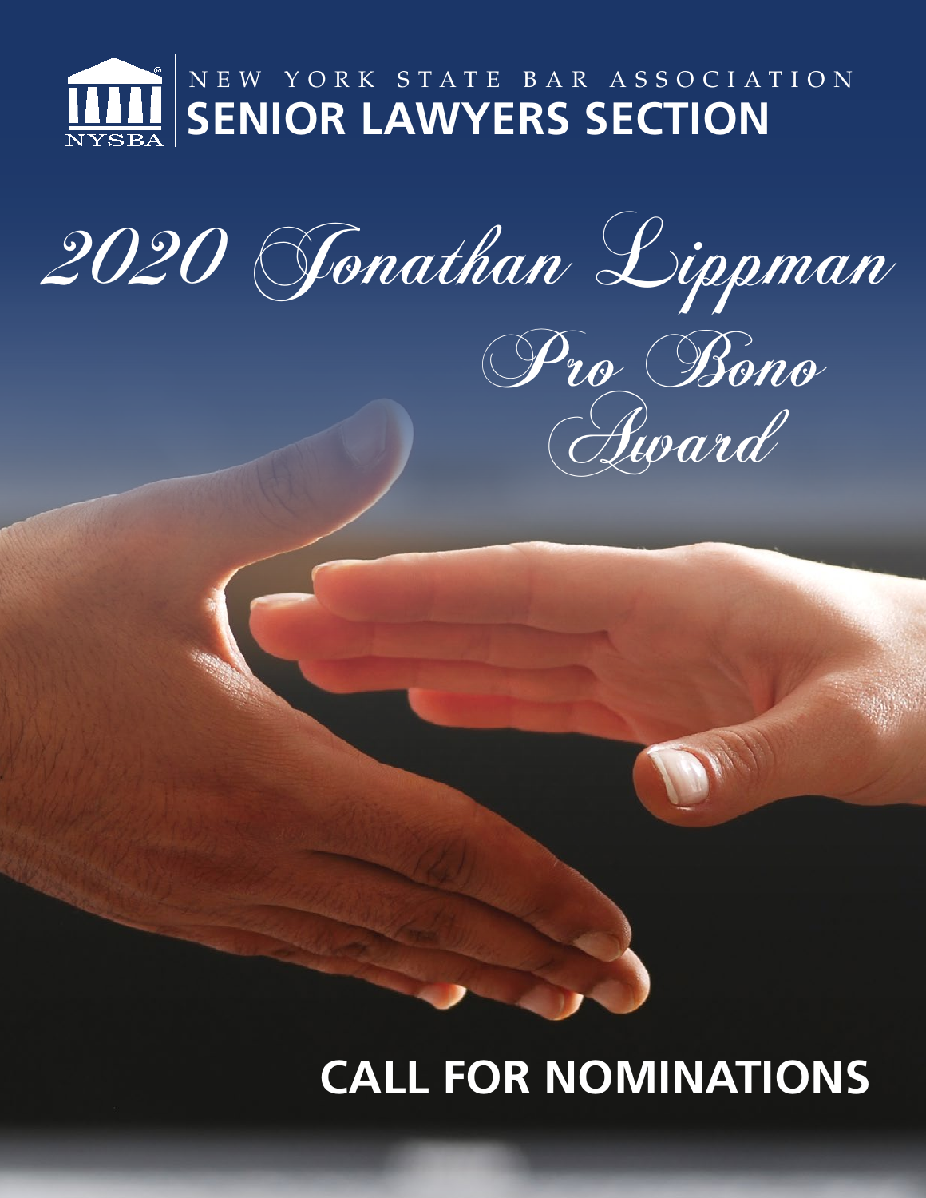NEW YORK STATE BAR ASSOCIATION

# SENIOR LAWYERS SECTION

# *2020 Jonathan Lippman Pro Bono Award*

## CALL FOR NOMINATIONS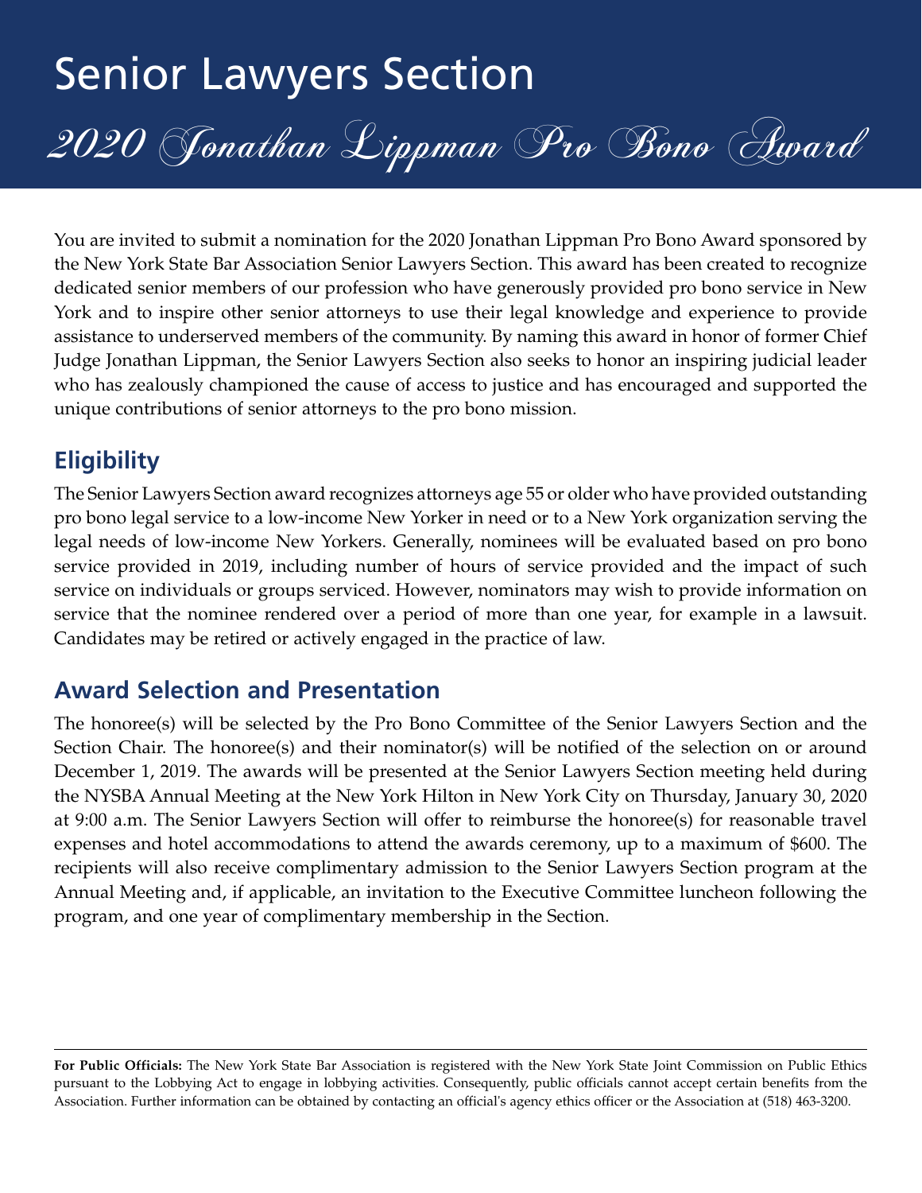# Senior Lawyers Section

## *2020 Jonathan Lippman Pro Bono Award*

You are invited to submit a nomination for the 2020 Jonathan Lippman Pro Bono Award sponsored by the New York State Bar Association Senior Lawyers Section. This award has been created to recognize dedicated senior members of our profession who have generously provided pro bono service in New York and to inspire other senior attorneys to use their legal knowledge and experience to provide assistance to underserved members of the community. By naming this award in honor of former Chief Judge Jonathan Lippman, the Senior Lawyers Section also seeks to honor an inspiring judicial leader who has zealously championed the cause of access to justice and has encouraged and supported the unique contributions of senior attorneys to the pro bono mission.

## Eligibility

The Senior Lawyers Section award recognizes attorneys age 55 or older who have provided outstanding pro bono legal service to a low-income New Yorker in need or to a New York organization serving the legal needs of low-income New Yorkers. Generally, nominees will be evaluated based on pro bono service provided in 2019, including number of hours of service provided and the impact of such service on individuals or groups serviced. However, nominators may wish to provide information on service that the nominee rendered over a period of more than one year, for example in a lawsuit. Candidates may be retired or actively engaged in the practice of law.

## Award Selection and Presentation

The honoree(s) will be selected by the Pro Bono Committee of the Senior Lawyers Section and the Section Chair. The honoree(s) and their nominator(s) will be notified of the selection on or around December 1, 2019. The awards will be presented at the Senior Lawyers Section meeting held during the NYSBA Annual Meeting at the New York Hilton in New York City on Thursday, January 30, 2020 at 9:00 a.m. The Senior Lawyers Section will offer to reimburse the honoree(s) for reasonable travel expenses and hotel accommodations to attend the awards ceremony, up to a maximum of $600. The recipients will also receive complimentary admission to the Senior Lawyers Section program at the Annual Meeting and, if applicable, an invitation to the Executive Committee luncheon following the program, and one year of complimentary membership in the Section.

---

**For Public Officials:** The New York State Bar Association is registered with the New York State Joint Commission on Public Ethics pursuant to the Lobbying Act to engage in lobbying activities. Consequently, public officials cannot accept certain benefits from the Association. Further information can be obtained by contacting an official's agency ethics officer or the Association at (518) 463-3200.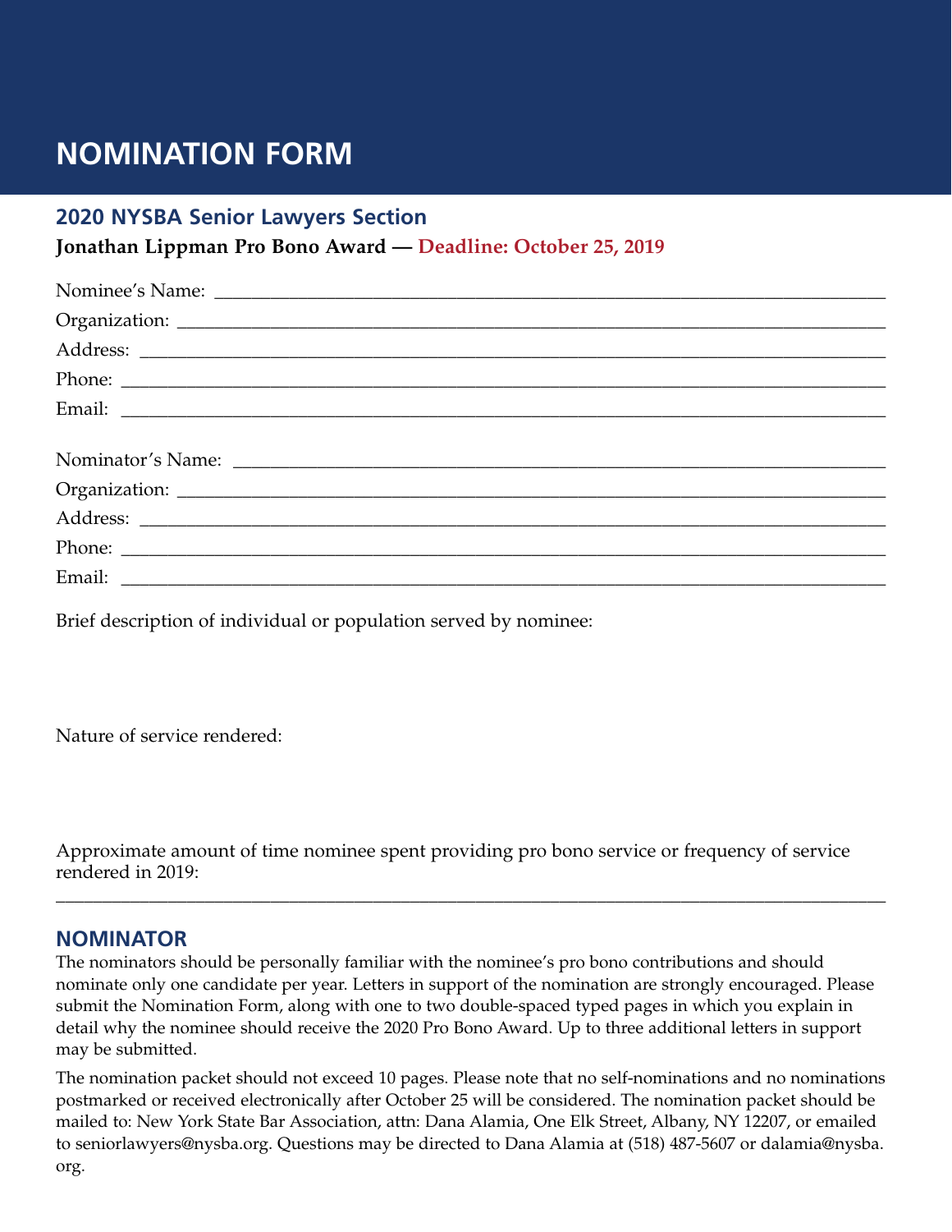# NOMINATION FORM

## 2020 NYSBA Senior Lawyers Section

**Jonathan Lippman Pro Bono Award — Deadline: October 25, 2019**

Nominee's Name: ______________________________________________________________

Organization: ________________________________________________________________

Address: ____________________________________________________________________

Phone: ______________________________________________________________________

Email: ______________________________________________________________________

Nominator's Name: ____________________________________________________________

Organization: ________________________________________________________________

Address: ____________________________________________________________________

Phone: ______________________________________________________________________

Email: ______________________________________________________________________

Brief description of individual or population served by nominee:

Nature of service rendered:

Approximate amount of time nominee spent providing pro bono service or frequency of service rendered in 2019:

______________________________________________________________________________

## NOMINATOR

The nominators should be personally familiar with the nominee's pro bono contributions and should nominate only one candidate per year. Letters in support of the nomination are strongly encouraged. Please submit the Nomination Form, along with one to two double-spaced typed pages in which you explain in detail why the nominee should receive the 2020 Pro Bono Award. Up to three additional letters in support may be submitted.

The nomination packet should not exceed 10 pages. Please note that no self-nominations and no nominations postmarked or received electronically after October 25 will be considered. The nomination packet should be mailed to: New York State Bar Association, attn: Dana Alamia, One Elk Street, Albany, NY 12207, or emailed to seniorlawyers@nysba.org. Questions may be directed to Dana Alamia at (518) 487-5607 or dalamia@nysba.org.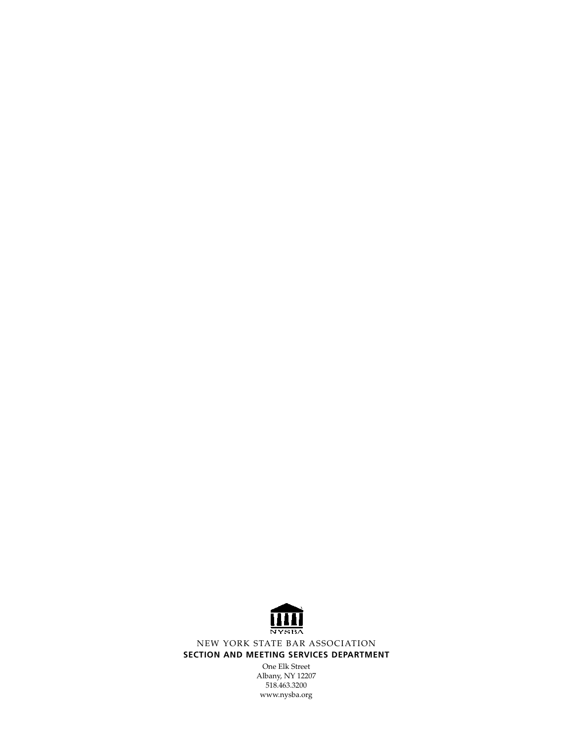NYSBA

NEW YORK STATE BAR ASSOCIATION

**SECTION AND MEETING SERVICES DEPARTMENT**

One Elk Street
Albany, NY 12207
518.463.3200
www.nysba.org